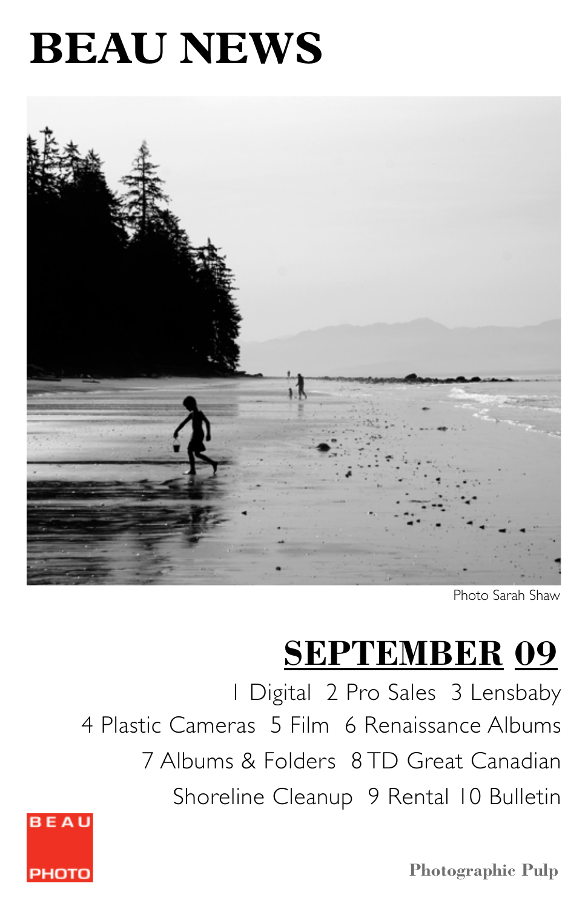# BEAU NEWS

Photo Sarah Shaw

## SEPTEMBER 09

1 Digital 2 Pro Sales 3 Lensbaby
4 Plastic Cameras 5 Film 6 Renaissance Albums
7 Albums & Folders 8 TD Great Canadian
Shoreline Cleanup 9 Rental 10 Bulletin

BEAU PHOTO

**Photographic Pulp**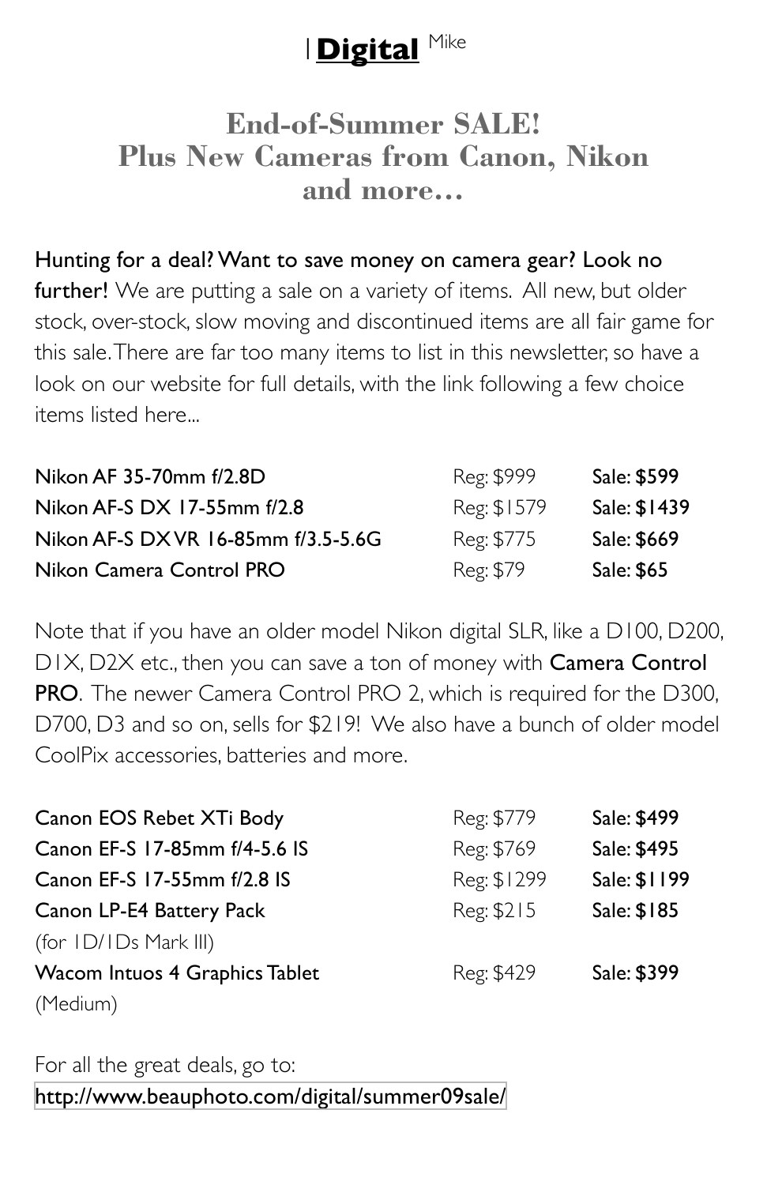| **Digital** Mike

## End-of-Summer SALE! Plus New Cameras from Canon, Nikon and more...

**Hunting for a deal? Want to save money on camera gear? Look no further!** We are putting a sale on a variety of items. All new, but older stock, over-stock, slow moving and discontinued items are all fair game for this sale. There are far too many items to list in this newsletter, so have a look on our website for full details, with the link following a few choice items listed here...

| Item | Regular | Sale |
|---|---|---|
| Nikon AF 35-70mm f/2.8D | Reg: $999 | **Sale: $599** |
| Nikon AF-S DX 17-55mm f/2.8 | Reg: $1579 | **Sale: $1439** |
| Nikon AF-S DX VR 16-85mm f/3.5-5.6G | Reg: $775 | **Sale: $669** |
| Nikon Camera Control PRO | Reg: $79 | **Sale: $65** |

Note that if you have an older model Nikon digital SLR, like a D100, D200, D1X, D2X etc., then you can save a ton of money with **Camera Control PRO**. The newer Camera Control PRO 2, which is required for the D300, D700, D3 and so on, sells for $219! We also have a bunch of older model CoolPix accessories, batteries and more.

| Item | Regular | Sale |
|---|---|---|
| Canon EOS Rebet XTi Body | Reg: $779 | **Sale: $499** |
| Canon EF-S 17-85mm f/4-5.6 IS | Reg: $769 | **Sale: $495** |
| Canon EF-S 17-55mm f/2.8 IS | Reg: $1299 | **Sale: $1199** |
| Canon LP-E4 Battery Pack (for 1D/1Ds Mark III) | Reg: $215 | **Sale: $185** |
| Wacom Intuos 4 Graphics Tablet (Medium) | Reg: $429 | **Sale: $399** |

For all the great deals, go to:
http://www.beauphoto.com/digital/summer09sale/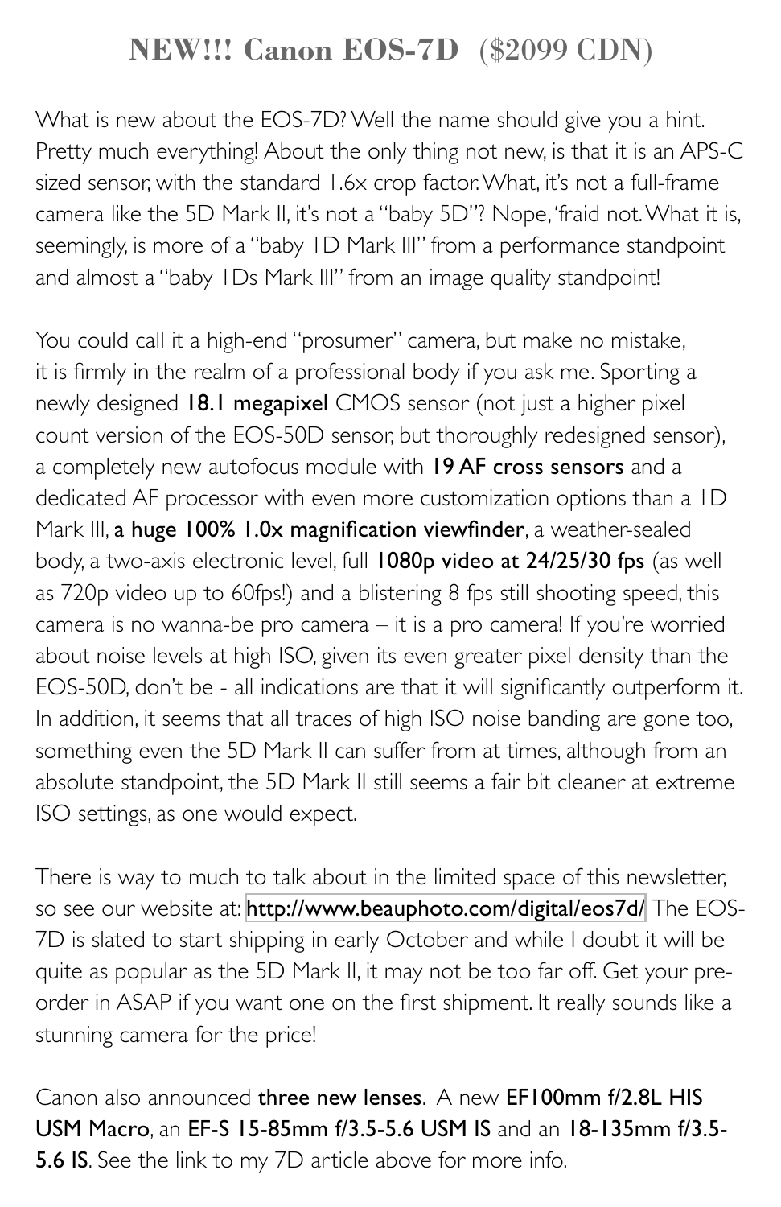# NEW!!! Canon EOS-7D ($2099 CDN)

What is new about the EOS-7D? Well the name should give you a hint. Pretty much everything! About the only thing not new, is that it is an APS-C sized sensor, with the standard 1.6x crop factor. What, it's not a full-frame camera like the 5D Mark II, it's not a "baby 5D"? Nope, 'fraid not. What it is, seemingly, is more of a "baby 1D Mark III" from a performance standpoint and almost a "baby 1Ds Mark III" from an image quality standpoint!

You could call it a high-end "prosumer" camera, but make no mistake, it is firmly in the realm of a professional body if you ask me. Sporting a newly designed **18.1 megapixel** CMOS sensor (not just a higher pixel count version of the EOS-50D sensor, but thoroughly redesigned sensor), a completely new autofocus module with **19 AF cross sensors** and a dedicated AF processor with even more customization options than a 1D Mark III, **a huge 100% 1.0x magnification viewfinder**, a weather-sealed body, a two-axis electronic level, full **1080p video at 24/25/30 fps** (as well as 720p video up to 60fps!) and a blistering 8 fps still shooting speed, this camera is no wanna-be pro camera – it is a pro camera! If you're worried about noise levels at high ISO, given its even greater pixel density than the EOS-50D, don't be - all indications are that it will significantly outperform it. In addition, it seems that all traces of high ISO noise banding are gone too, something even the 5D Mark II can suffer from at times, although from an absolute standpoint, the 5D Mark II still seems a fair bit cleaner at extreme ISO settings, as one would expect.

There is way to much to talk about in the limited space of this newsletter, so see our website at: http://www.beauphoto.com/digital/eos7d/ The EOS-7D is slated to start shipping in early October and while I doubt it will be quite as popular as the 5D Mark II, it may not be too far off. Get your pre-order in ASAP if you want one on the first shipment. It really sounds like a stunning camera for the price!

Canon also announced **three new lenses**. A new **EF100mm f/2.8L HIS USM Macro**, an **EF-S 15-85mm f/3.5-5.6 USM IS** and an **18-135mm f/3.5-5.6 IS**. See the link to my 7D article above for more info.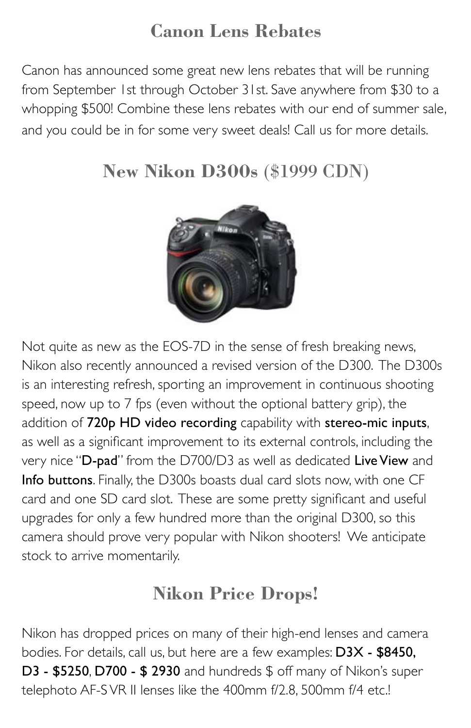## Canon Lens Rebates

Canon has announced some great new lens rebates that will be running from September 1st through October 31st. Save anywhere from $30 to a whopping $500! Combine these lens rebates with our end of summer sale, and you could be in for some very sweet deals! Call us for more details.

## New Nikon D300s ($1999 CDN)

Not quite as new as the EOS-7D in the sense of fresh breaking news, Nikon also recently announced a revised version of the D300. The D300s is an interesting refresh, sporting an improvement in continuous shooting speed, now up to 7 fps (even without the optional battery grip), the addition of **720p HD video recording** capability with **stereo-mic inputs**, as well as a significant improvement to its external controls, including the very nice "**D-pad**" from the D700/D3 as well as dedicated **Live View** and **Info buttons**. Finally, the D300s boasts dual card slots now, with one CF card and one SD card slot. These are some pretty significant and useful upgrades for only a few hundred more than the original D300, so this camera should prove very popular with Nikon shooters! We anticipate stock to arrive momentarily.

## Nikon Price Drops!

Nikon has dropped prices on many of their high-end lenses and camera bodies. For details, call us, but here are a few examples: **D3X - $8450**, **D3 - $5250**, **D700 - $ 2930** and hundreds $ off many of Nikon's super telephoto AF-S VR II lenses like the 400mm f/2.8, 500mm f/4 etc.!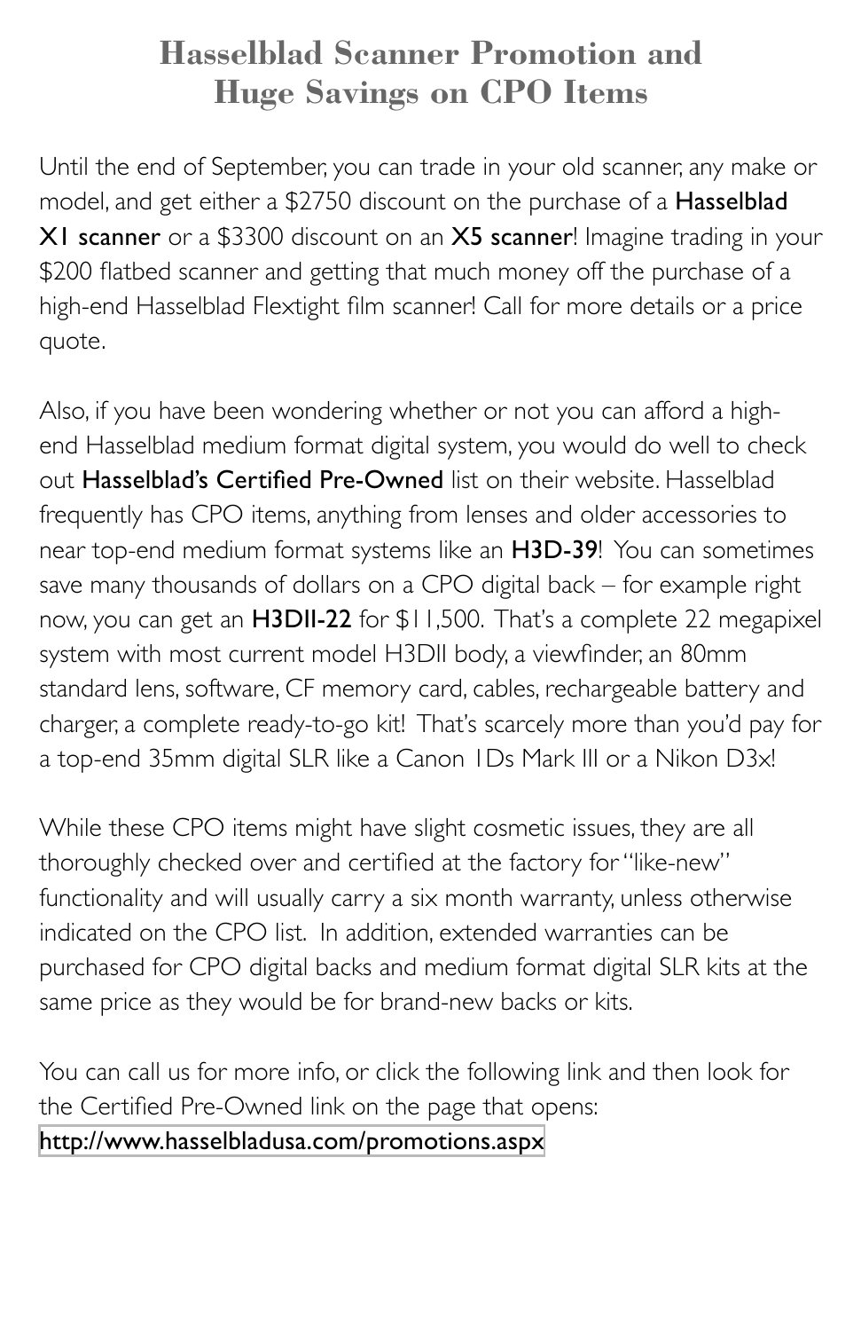## Hasselblad Scanner Promotion and Huge Savings on CPO Items

Until the end of September, you can trade in your old scanner, any make or model, and get either a $2750 discount on the purchase of a **Hasselblad X1 scanner** or a $3300 discount on an **X5 scanner**! Imagine trading in your $200 flatbed scanner and getting that much money off the purchase of a high-end Hasselblad Flextight film scanner! Call for more details or a price quote.

Also, if you have been wondering whether or not you can afford a high-end Hasselblad medium format digital system, you would do well to check out **Hasselblad's Certified Pre-Owned** list on their website. Hasselblad frequently has CPO items, anything from lenses and older accessories to near top-end medium format systems like an **H3D-39**! You can sometimes save many thousands of dollars on a CPO digital back – for example right now, you can get an **H3DII-22** for $11,500. That's a complete 22 megapixel system with most current model H3DII body, a viewfinder, an 80mm standard lens, software, CF memory card, cables, rechargeable battery and charger, a complete ready-to-go kit! That's scarcely more than you'd pay for a top-end 35mm digital SLR like a Canon 1Ds Mark III or a Nikon D3x!

While these CPO items might have slight cosmetic issues, they are all thoroughly checked over and certified at the factory for "like-new" functionality and will usually carry a six month warranty, unless otherwise indicated on the CPO list. In addition, extended warranties can be purchased for CPO digital backs and medium format digital SLR kits at the same price as they would be for brand-new backs or kits.

You can call us for more info, or click the following link and then look for the Certified Pre-Owned link on the page that opens:
http://www.hasselbladusa.com/promotions.aspx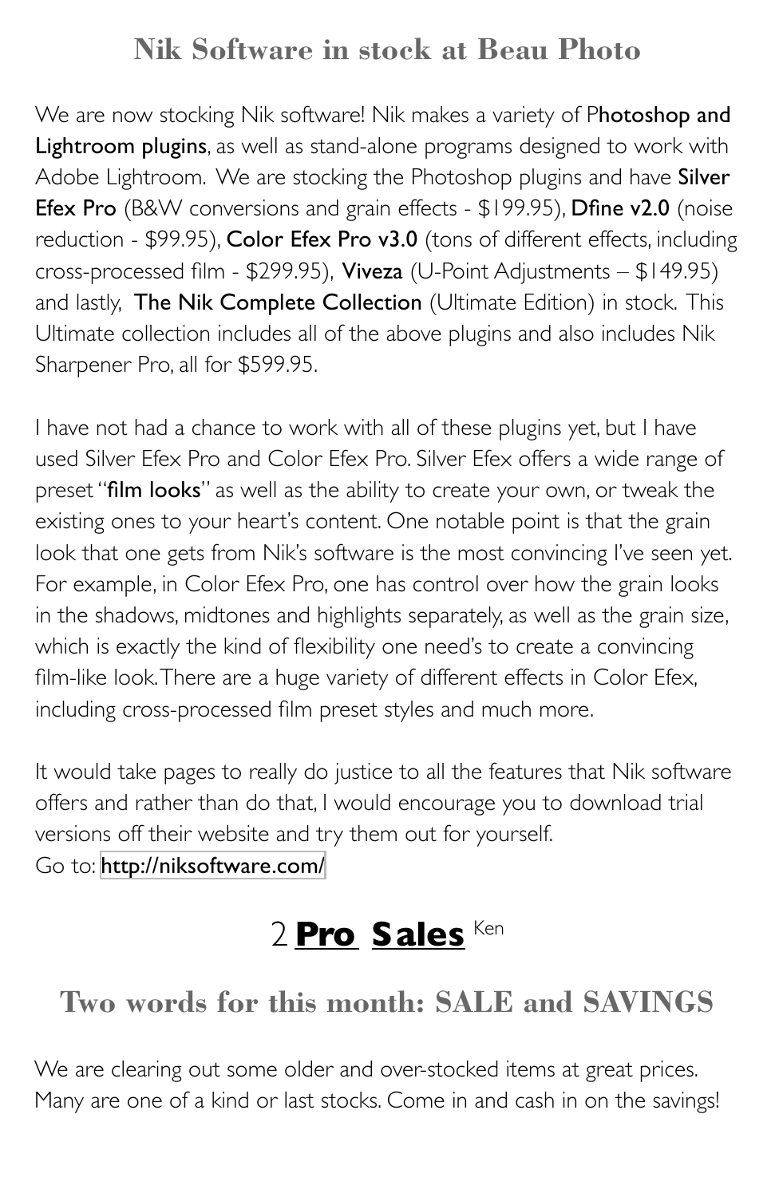## Nik Software in stock at Beau Photo

We are now stocking Nik software! Nik makes a variety of P**hotoshop and Lightroom plugins**, as well as stand-alone programs designed to work with Adobe Lightroom. We are stocking the Photoshop plugins and have **Silver Efex Pro** (B&W conversions and grain effects - $199.95), **Dfine v2.0** (noise reduction - $99.95), **Color Efex Pro v3.0** (tons of different effects, including cross-processed film - $299.95), **Viveza** (U-Point Adjustments – $149.95) and lastly, **The Nik Complete Collection** (Ultimate Edition) in stock. This Ultimate collection includes all of the above plugins and also includes Nik Sharpener Pro, all for $599.95.

I have not had a chance to work with all of these plugins yet, but I have used Silver Efex Pro and Color Efex Pro. Silver Efex offers a wide range of preset "**film looks**" as well as the ability to create your own, or tweak the existing ones to your heart's content. One notable point is that the grain look that one gets from Nik's software is the most convincing I've seen yet. For example, in Color Efex Pro, one has control over how the grain looks in the shadows, midtones and highlights separately, as well as the grain size, which is exactly the kind of flexibility one need's to create a convincing film-like look. There are a huge variety of different effects in Color Efex, including cross-processed film preset styles and much more.

It would take pages to really do justice to all the features that Nik software offers and rather than do that, I would encourage you to download trial versions off their website and try them out for yourself.
Go to: http://niksoftware.com/

# 2 Pro Sales Ken

## Two words for this month: SALE and SAVINGS

We are clearing out some older and over-stocked items at great prices. Many are one of a kind or last stocks. Come in and cash in on the savings!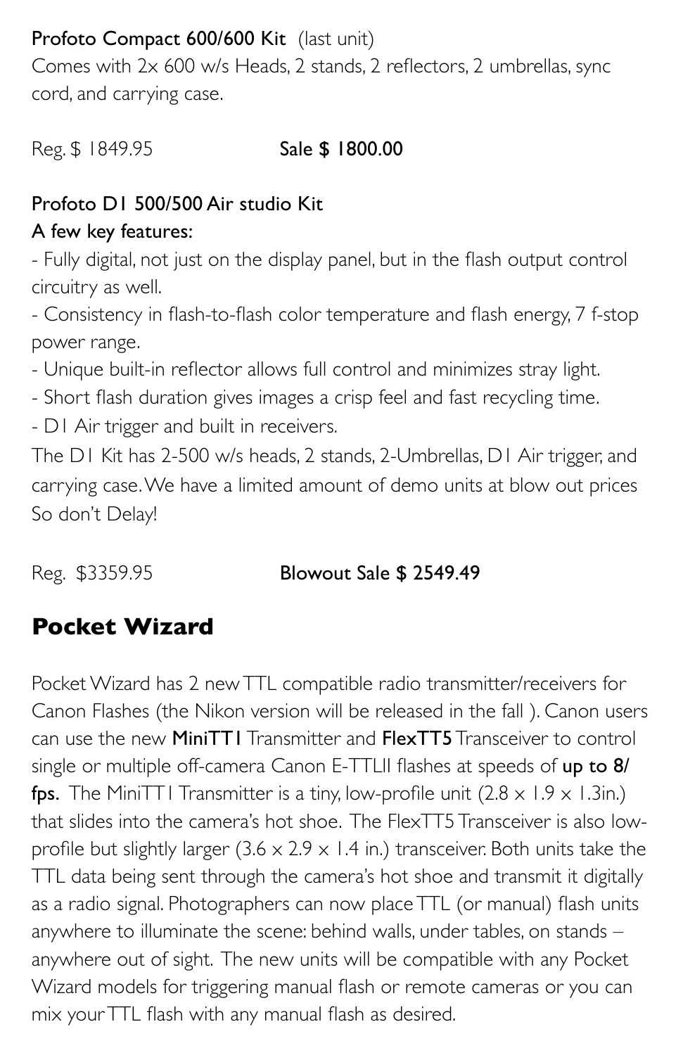**Profoto Compact 600/600 Kit** (last unit)
Comes with 2x 600 w/s Heads, 2 stands, 2 reflectors, 2 umbrellas, sync cord, and carrying case.

Reg. $ 1849.95 **Sale $ 1800.00**

**Profoto D1 500/500 Air studio Kit**
**A few key features:**
- Fully digital, not just on the display panel, but in the flash output control circuitry as well.
- Consistency in flash-to-flash color temperature and flash energy, 7 f-stop power range.
- Unique built-in reflector allows full control and minimizes stray light.
- Short flash duration gives images a crisp feel and fast recycling time.
- D1 Air trigger and built in receivers.

The D1 Kit has 2-500 w/s heads, 2 stands, 2-Umbrellas, D1 Air trigger, and carrying case. We have a limited amount of demo units at blow out prices So don't Delay!

Reg. $3359.95 **Blowout Sale $ 2549.49**

## Pocket Wizard

Pocket Wizard has 2 new TTL compatible radio transmitter/receivers for Canon Flashes (the Nikon version will be released in the fall ). Canon users can use the new **MiniTT1** Transmitter and **FlexTT5** Transceiver to control single or multiple off-camera Canon E-TTLII flashes at speeds of **up to 8/fps.** The MiniTT1 Transmitter is a tiny, low-profile unit (2.8 x 1.9 x 1.3in.) that slides into the camera's hot shoe. The FlexTT5 Transceiver is also low-profile but slightly larger (3.6 x 2.9 x 1.4 in.) transceiver. Both units take the TTL data being sent through the camera's hot shoe and transmit it digitally as a radio signal. Photographers can now place TTL (or manual) flash units anywhere to illuminate the scene: behind walls, under tables, on stands – anywhere out of sight. The new units will be compatible with any Pocket Wizard models for triggering manual flash or remote cameras or you can mix your TTL flash with any manual flash as desired.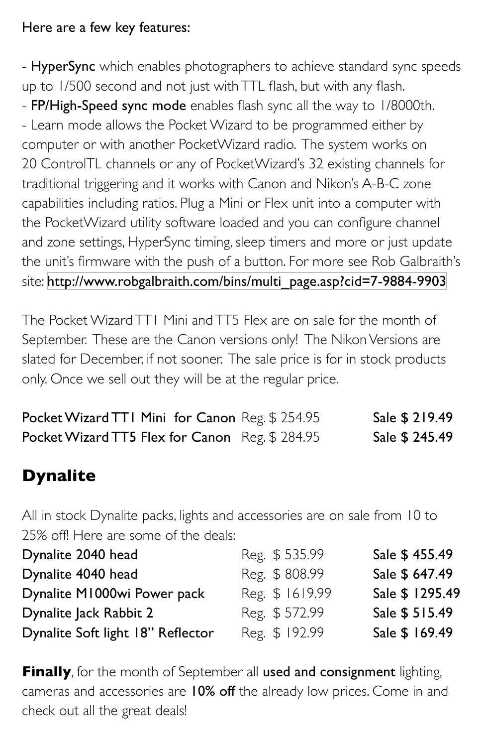Here are a few key features:

- **HyperSync** which enables photographers to achieve standard sync speeds up to 1/500 second and not just with TTL flash, but with any flash.
- **FP/High-Speed sync mode** enables flash sync all the way to 1/8000th.
- Learn mode allows the Pocket Wizard to be programmed either by computer or with another PocketWizard radio. The system works on 20 ControlTL channels or any of PocketWizard's 32 existing channels for traditional triggering and it works with Canon and Nikon's A-B-C zone capabilities including ratios. Plug a Mini or Flex unit into a computer with the PocketWizard utility software loaded and you can configure channel and zone settings, HyperSync timing, sleep timers and more or just update the unit's firmware with the push of a button. For more see Rob Galbraith's site: http://www.robgalbraith.com/bins/multi_page.asp?cid=7-9884-9903

The Pocket Wizard TT1 Mini and TT5 Flex are on sale for the month of September. These are the Canon versions only! The Nikon Versions are slated for December, if not sooner. The sale price is for in stock products only. Once we sell out they will be at the regular price.

| | | |
|---|---|---|
| **Pocket Wizard TT1 Mini for Canon** | Reg. $ 254.95 | **Sale $ 219.49** |
| **Pocket Wizard TT5 Flex for Canon** | Reg. $ 284.95 | **Sale $ 245.49** |

## Dynalite

All in stock Dynalite packs, lights and accessories are on sale from 10 to 25% off! Here are some of the deals:

| | | |
|---|---|---|
| **Dynalite 2040 head** | Reg. $ 535.99 | **Sale $ 455.49** |
| **Dynalite 4040 head** | Reg. $ 808.99 | **Sale $ 647.49** |
| **Dynalite M1000wi Power pack** | Reg. $ 1619.99 | **Sale $ 1295.49** |
| **Dynalite Jack Rabbit 2** | Reg. $ 572.99 | **Sale $ 515.49** |
| **Dynalite Soft light 18" Reflector** | Reg. $ 192.99 | **Sale $ 169.49** |

**Finally**, for the month of September all **used and consignment** lighting, cameras and accessories are **10% off** the already low prices. Come in and check out all the great deals!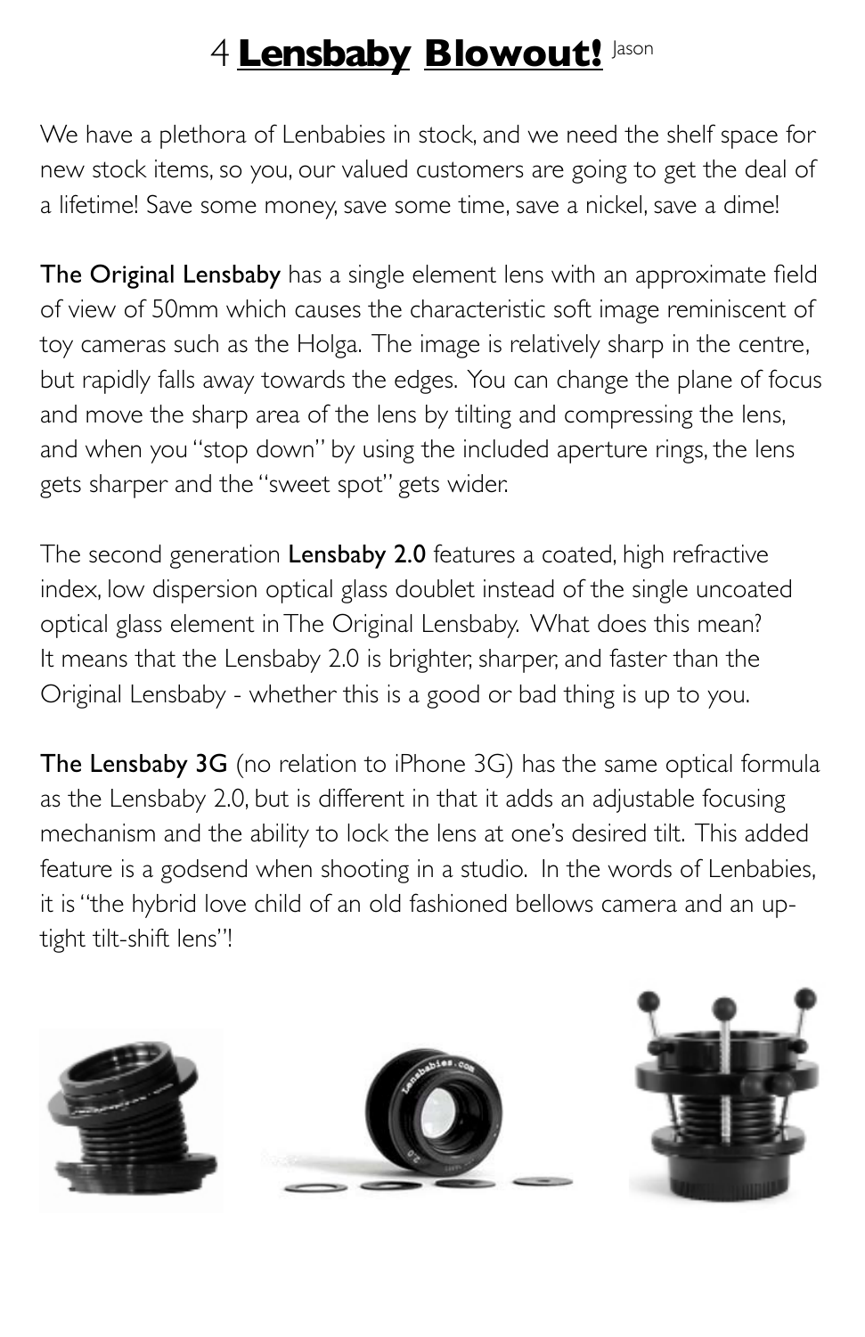# 4 **Lensbaby Blowout!** Jason

We have a plethora of Lenbabies in stock, and we need the shelf space for new stock items, so you, our valued customers are going to get the deal of a lifetime! Save some money, save some time, save a nickel, save a dime!

**The Original Lensbaby** has a single element lens with an approximate field of view of 50mm which causes the characteristic soft image reminiscent of toy cameras such as the Holga. The image is relatively sharp in the centre, but rapidly falls away towards the edges. You can change the plane of focus and move the sharp area of the lens by tilting and compressing the lens, and when you "stop down" by using the included aperture rings, the lens gets sharper and the "sweet spot" gets wider.

The second generation **Lensbaby 2.0** features a coated, high refractive index, low dispersion optical glass doublet instead of the single uncoated optical glass element in The Original Lensbaby. What does this mean? It means that the Lensbaby 2.0 is brighter, sharper, and faster than the Original Lensbaby - whether this is a good or bad thing is up to you.

**The Lensbaby 3G** (no relation to iPhone 3G) has the same optical formula as the Lensbaby 2.0, but is different in that it adds an adjustable focusing mechanism and the ability to lock the lens at one's desired tilt. This added feature is a godsend when shooting in a studio. In the words of Lenbabies, it is "the hybrid love child of an old fashioned bellows camera and an up-tight tilt-shift lens"!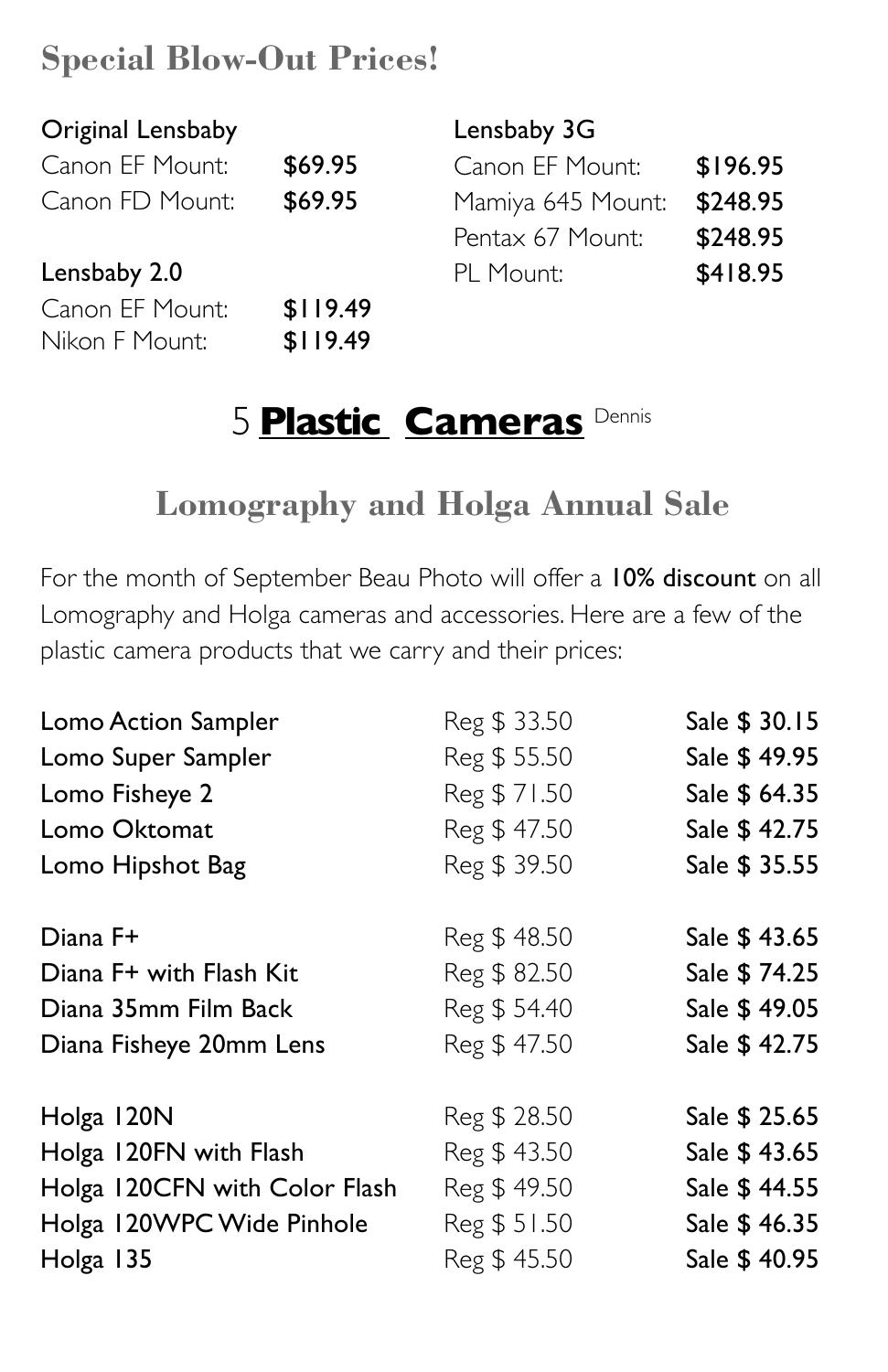## Special Blow-Out Prices!

**Original Lensbaby**

| | |
|---|---|
| Canon EF Mount: | **$69.95** |
| Canon FD Mount: | **$69.95** |

**Lensbaby 2.0**

| | |
|---|---|
| Canon EF Mount: | **$119.49** |
| Nikon F Mount: | **$119.49** |

**Lensbaby 3G**

| | |
|---|---|
| Canon EF Mount: | **$196.95** |
| Mamiya 645 Mount: | **$248.95** |
| Pentax 67 Mount: | **$248.95** |
| PL Mount: | **$418.95** |

# 5 **Plastic Cameras** Dennis

## Lomography and Holga Annual Sale

For the month of September Beau Photo will offer a **10% discount** on all Lomography and Holga cameras and accessories. Here are a few of the plastic camera products that we carry and their prices:

| | | |
|---|---|---|
| **Lomo Action Sampler** | Reg $ 33.50 | **Sale $ 30.15** |
| **Lomo Super Sampler** | Reg $ 55.50 | **Sale $ 49.95** |
| **Lomo Fisheye 2** | Reg $ 71.50 | **Sale $ 64.35** |
| **Lomo Oktomat** | Reg $ 47.50 | **Sale $ 42.75** |
| **Lomo Hipshot Bag** | Reg $ 39.50 | **Sale $ 35.55** |
| **Diana F+** | Reg $ 48.50 | **Sale $ 43.65** |
| **Diana F+ with Flash Kit** | Reg $ 82.50 | **Sale $ 74.25** |
| **Diana 35mm Film Back** | Reg $ 54.40 | **Sale $ 49.05** |
| **Diana Fisheye 20mm Lens** | Reg $ 47.50 | **Sale $ 42.75** |
| **Holga 120N** | Reg $ 28.50 | **Sale $ 25.65** |
| **Holga 120FN with Flash** | Reg $ 43.50 | **Sale $ 43.65** |
| **Holga 120CFN with Color Flash** | Reg $ 49.50 | **Sale $ 44.55** |
| **Holga 120WPC Wide Pinhole** | Reg $ 51.50 | **Sale $ 46.35** |
| **Holga 135** | Reg $ 45.50 | **Sale $ 40.95** |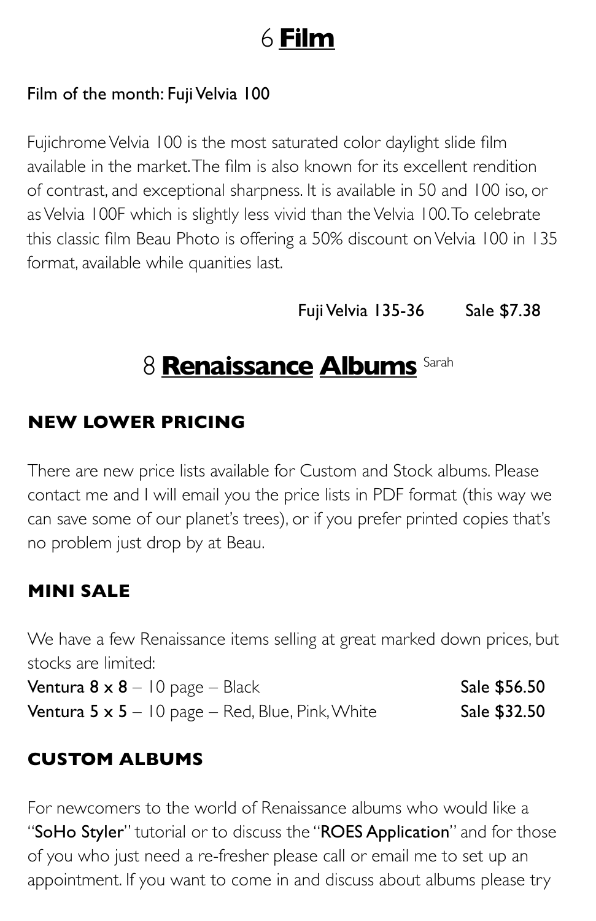# 6 **Film**

Film of the month: Fuji Velvia 100

Fujichrome Velvia 100 is the most saturated color daylight slide film available in the market. The film is also known for its excellent rendition of contrast, and exceptional sharpness. It is available in 50 and 100 iso, or as Velvia 100F which is slightly less vivid than the Velvia 100. To celebrate this classic film Beau Photo is offering a 50% discount on Velvia 100 in 135 format, available while quanities last.

Fuji Velvia 135-36 Sale $7.38

# 8 **Renaissance Albums** Sarah

### NEW LOWER PRICING

There are new price lists available for Custom and Stock albums. Please contact me and I will email you the price lists in PDF format (this way we can save some of our planet's trees), or if you prefer printed copies that's no problem just drop by at Beau.

### MINI SALE

We have a few Renaissance items selling at great marked down prices, but stocks are limited:

**Ventura 8 x 8** – 10 page – Black **Sale $56.50**
**Ventura 5 x 5** – 10 page – Red, Blue, Pink, White **Sale $32.50**

### CUSTOM ALBUMS

For newcomers to the world of Renaissance albums who would like a "**SoHo Styler**" tutorial or to discuss the "**ROES Application**" and for those of you who just need a re-fresher please call or email me to set up an appointment. If you want to come in and discuss about albums please try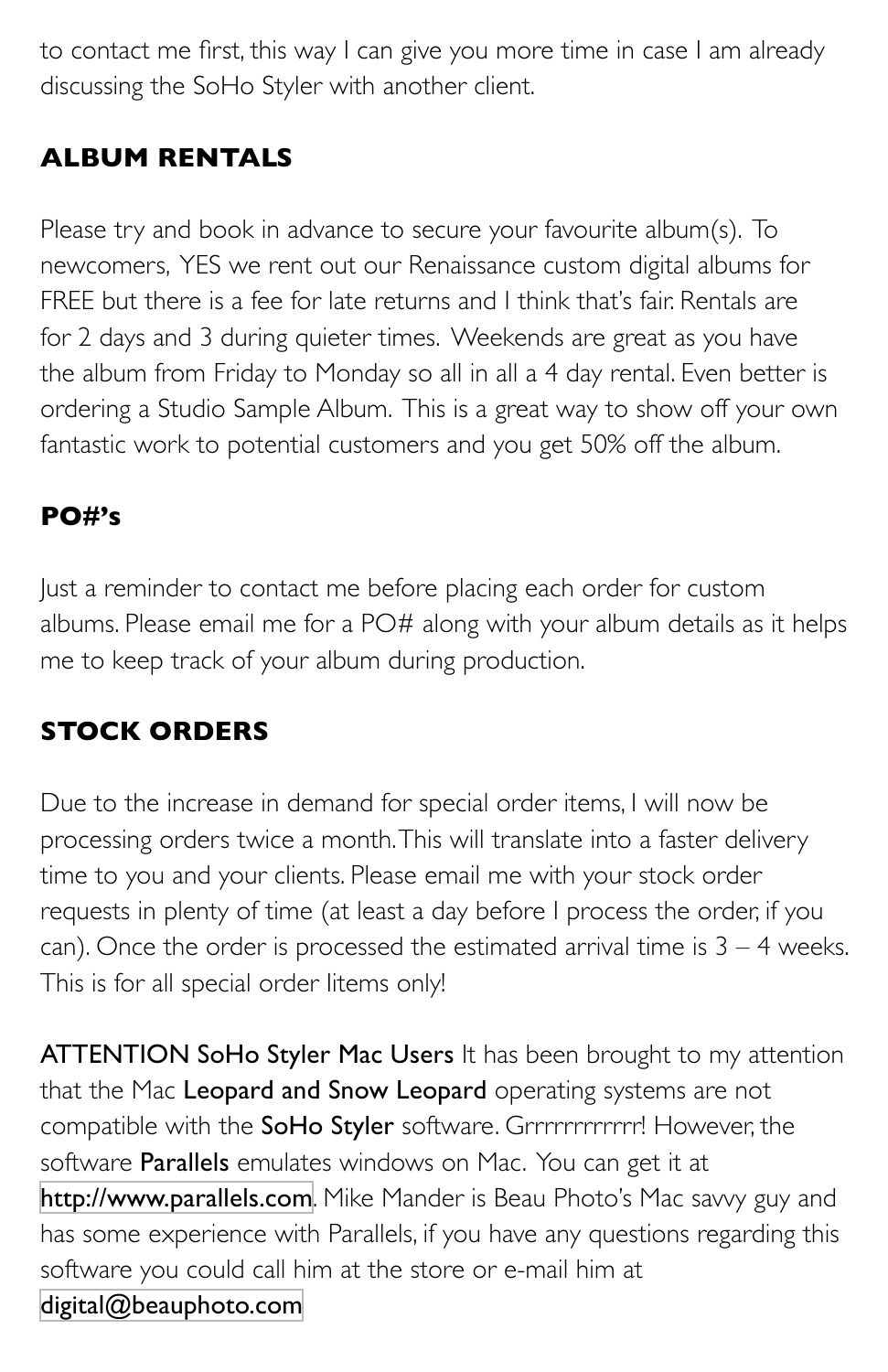to contact me first, this way I can give you more time in case I am already discussing the SoHo Styler with another client.

## ALBUM RENTALS

Please try and book in advance to secure your favourite album(s). To newcomers, YES we rent out our Renaissance custom digital albums for FREE but there is a fee for late returns and I think that's fair. Rentals are for 2 days and 3 during quieter times. Weekends are great as you have the album from Friday to Monday so all in all a 4 day rental. Even better is ordering a Studio Sample Album. This is a great way to show off your own fantastic work to potential customers and you get 50% off the album.

## PO#'s

Just a reminder to contact me before placing each order for custom albums. Please email me for a PO# along with your album details as it helps me to keep track of your album during production.

## STOCK ORDERS

Due to the increase in demand for special order items, I will now be processing orders twice a month. This will translate into a faster delivery time to you and your clients. Please email me with your stock order requests in plenty of time (at least a day before I process the order, if you can). Once the order is processed the estimated arrival time is 3 – 4 weeks. This is for all special order Iitems only!

**ATTENTION SoHo Styler Mac Users** It has been brought to my attention that the Mac **Leopard and Snow Leopard** operating systems are not compatible with the **SoHo Styler** software. Grrrrrrrrrrrr! However, the software **Parallels** emulates windows on Mac. You can get it at http://www.parallels.com. Mike Mander is Beau Photo's Mac savvy guy and has some experience with Parallels, if you have any questions regarding this software you could call him at the store or e-mail him at digital@beauphoto.com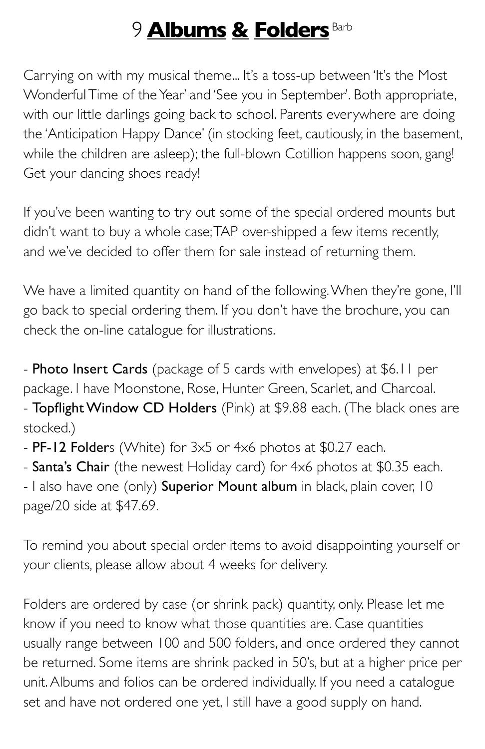# 9 **Albums & Folders** Barb

Carrying on with my musical theme... It's a toss-up between 'It's the Most Wonderful Time of the Year' and 'See you in September'. Both appropriate, with our little darlings going back to school. Parents everywhere are doing the 'Anticipation Happy Dance' (in stocking feet, cautiously, in the basement, while the children are asleep); the full-blown Cotillion happens soon, gang! Get your dancing shoes ready!

If you've been wanting to try out some of the special ordered mounts but didn't want to buy a whole case; TAP over-shipped a few items recently, and we've decided to offer them for sale instead of returning them.

We have a limited quantity on hand of the following. When they're gone, I'll go back to special ordering them. If you don't have the brochure, you can check the on-line catalogue for illustrations.

- **Photo Insert Cards** (package of 5 cards with envelopes) at $6.11 per package. I have Moonstone, Rose, Hunter Green, Scarlet, and Charcoal.
- **Topflight Window CD Holders** (Pink) at $9.88 each. (The black ones are stocked.)
- **PF-12 Folder**s (White) for 3x5 or 4x6 photos at $0.27 each.
- **Santa's Chair** (the newest Holiday card) for 4x6 photos at $0.35 each.
- I also have one (only) **Superior Mount album** in black, plain cover, 10 page/20 side at $47.69.

To remind you about special order items to avoid disappointing yourself or your clients, please allow about 4 weeks for delivery.

Folders are ordered by case (or shrink pack) quantity, only. Please let me know if you need to know what those quantities are. Case quantities usually range between 100 and 500 folders, and once ordered they cannot be returned. Some items are shrink packed in 50's, but at a higher price per unit. Albums and folios can be ordered individually. If you need a catalogue set and have not ordered one yet, I still have a good supply on hand.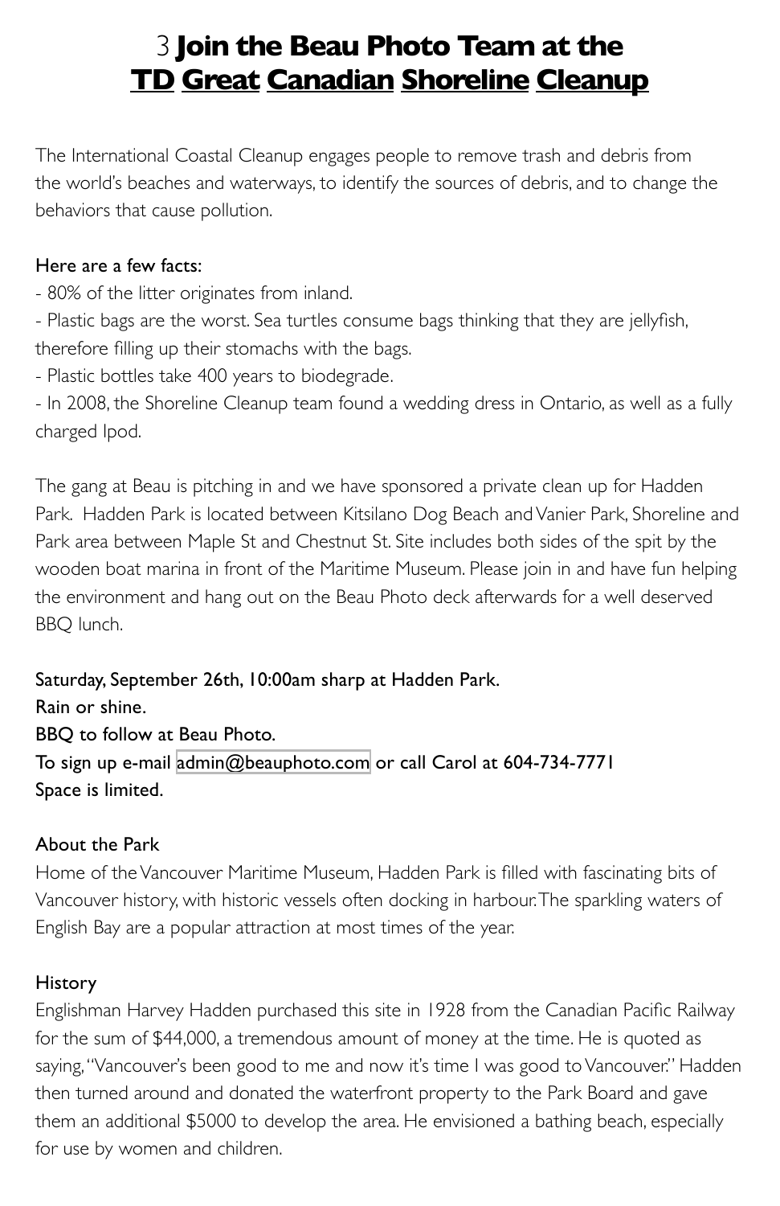# 3 **Join the Beau Photo Team at the TD Great Canadian Shoreline Cleanup**

The International Coastal Cleanup engages people to remove trash and debris from the world's beaches and waterways, to identify the sources of debris, and to change the behaviors that cause pollution.

Here are a few facts:

- 80% of the litter originates from inland.
- Plastic bags are the worst. Sea turtles consume bags thinking that they are jellyfish, therefore filling up their stomachs with the bags.
- Plastic bottles take 400 years to biodegrade.
- In 2008, the Shoreline Cleanup team found a wedding dress in Ontario, as well as a fully charged Ipod.

The gang at Beau is pitching in and we have sponsored a private clean up for Hadden Park. Hadden Park is located between Kitsilano Dog Beach and Vanier Park, Shoreline and Park area between Maple St and Chestnut St. Site includes both sides of the spit by the wooden boat marina in front of the Maritime Museum. Please join in and have fun helping the environment and hang out on the Beau Photo deck afterwards for a well deserved BBQ lunch.

Saturday, September 26th, 10:00am sharp at Hadden Park.
Rain or shine.
BBQ to follow at Beau Photo.
To sign up e-mail admin@beauphoto.com or call Carol at 604-734-7771
Space is limited.

About the Park

Home of the Vancouver Maritime Museum, Hadden Park is filled with fascinating bits of Vancouver history, with historic vessels often docking in harbour. The sparkling waters of English Bay are a popular attraction at most times of the year.

History

Englishman Harvey Hadden purchased this site in 1928 from the Canadian Pacific Railway for the sum of $44,000, a tremendous amount of money at the time. He is quoted as saying, "Vancouver's been good to me and now it's time I was good to Vancouver." Hadden then turned around and donated the waterfront property to the Park Board and gave them an additional $5000 to develop the area. He envisioned a bathing beach, especially for use by women and children.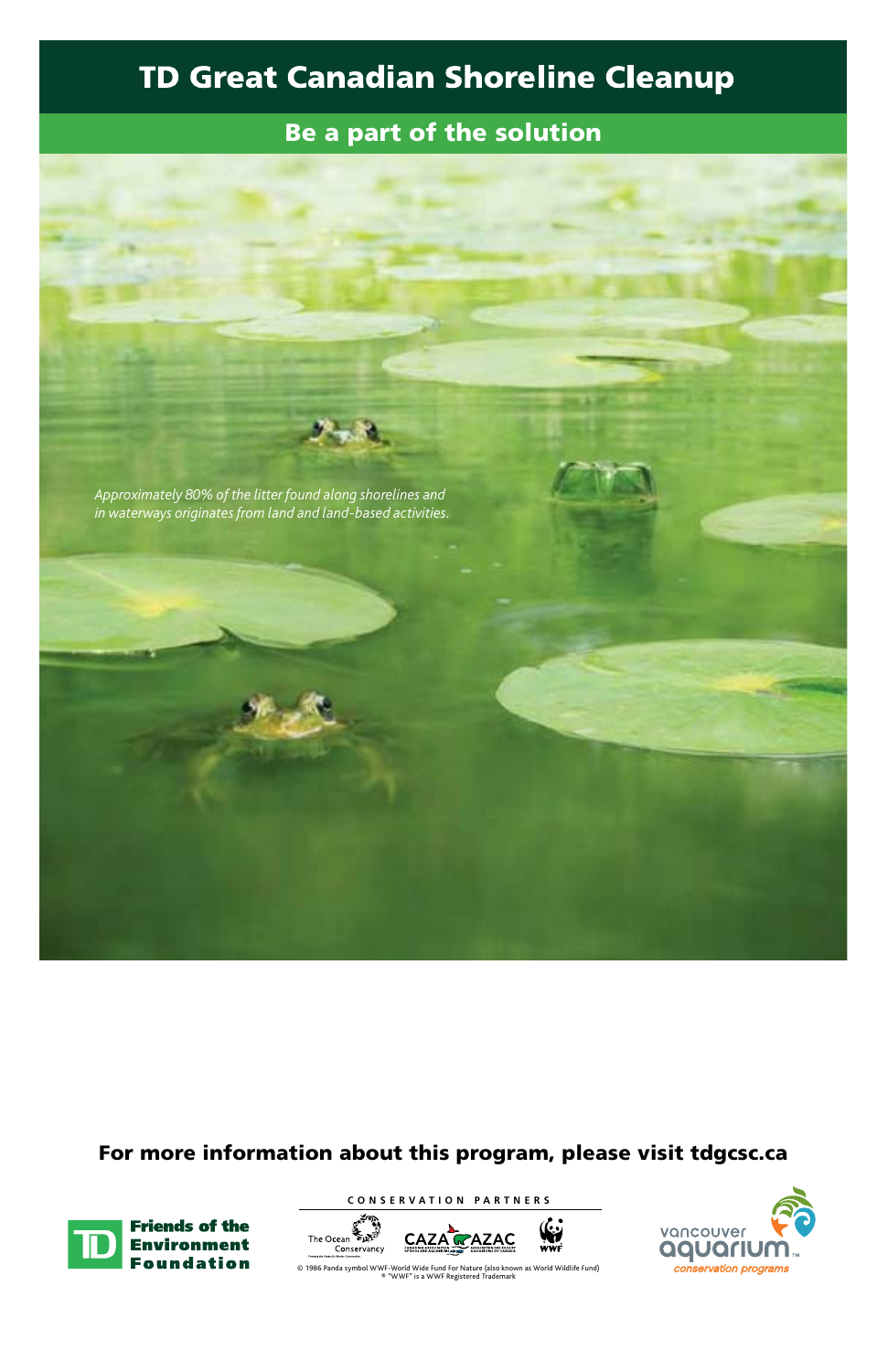# TD Great Canadian Shoreline Cleanup

## Be a part of the solution

*Approximately 80% of the litter found along shorelines and in waterways originates from land and land-based activities.*

**For more information about this program, please visit tdgcsc.ca**

TD Friends of the Environment Foundation

CONSERVATION PARTNERS

The Ocean Conservancy

CAZA AZAC

WWF

© 1986 Panda symbol WWF-World Wide Fund For Nature (also known as World Wildlife Fund)
® "WWF" is a WWF Registered Trademark

vancouver aquarium conservation programs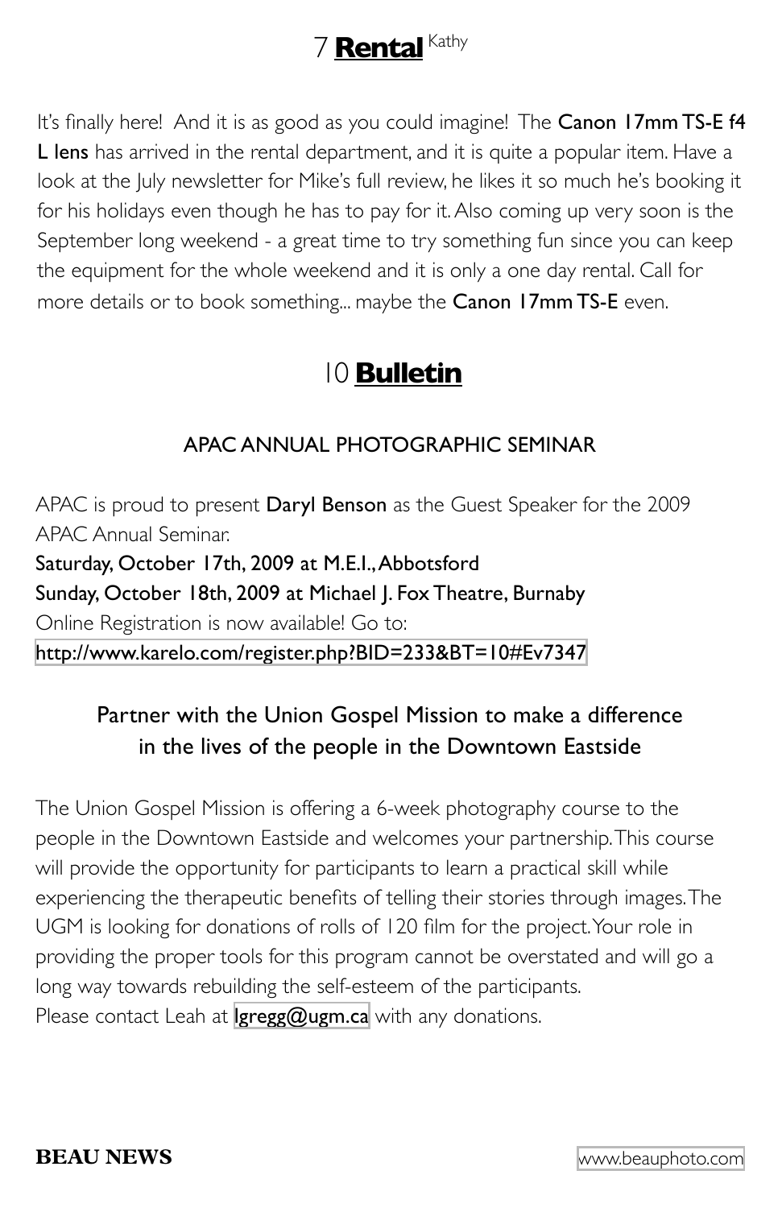# 7 **Rental** Kathy

It's finally here! And it is as good as you could imagine! The **Canon 17mm TS-E f4 L lens** has arrived in the rental department, and it is quite a popular item. Have a look at the July newsletter for Mike's full review, he likes it so much he's booking it for his holidays even though he has to pay for it. Also coming up very soon is the September long weekend - a great time to try something fun since you can keep the equipment for the whole weekend and it is only a one day rental. Call for more details or to book something... maybe the **Canon 17mm TS-E** even.

# 10 **Bulletin**

## APAC ANNUAL PHOTOGRAPHIC SEMINAR

APAC is proud to present **Daryl Benson** as the Guest Speaker for the 2009 APAC Annual Seminar.
**Saturday, October 17th, 2009 at M.E.I., Abbotsford**
**Sunday, October 18th, 2009 at Michael J. Fox Theatre, Burnaby**
Online Registration is now available! Go to:
http://www.karelo.com/register.php?BID=233&BT=10#Ev7347

## Partner with the Union Gospel Mission to make a difference in the lives of the people in the Downtown Eastside

The Union Gospel Mission is offering a 6-week photography course to the people in the Downtown Eastside and welcomes your partnership. This course will provide the opportunity for participants to learn a practical skill while experiencing the therapeutic benefits of telling their stories through images. The UGM is looking for donations of rolls of 120 film for the project. Your role in providing the proper tools for this program cannot be overstated and will go a long way towards rebuilding the self-esteem of the participants.
Please contact Leah at lgregg@ugm.ca with any donations.